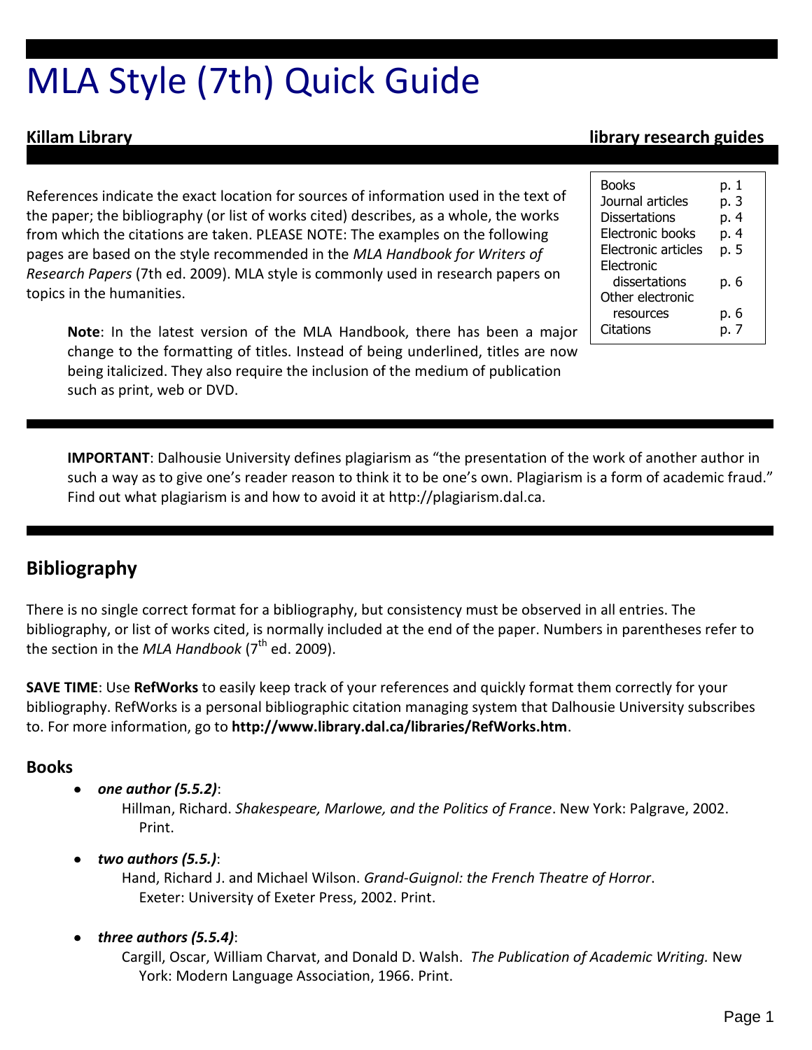# MLA Style (7th) Quick Guide

**Killam Library** **library research guides**

| | |
|---|---|
| Books | p. 1 |
| Journal articles | p. 3 |
| Dissertations | p. 4 |
| Electronic books | p. 4 |
| Electronic articles | p. 5 |
| Electronic dissertations | p. 6 |
| Other electronic resources | p. 6 |
| Citations | p. 7 |

References indicate the exact location for sources of information used in the text of the paper; the bibliography (or list of works cited) describes, as a whole, the works from which the citations are taken. PLEASE NOTE: The examples on the following pages are based on the style recommended in the *MLA Handbook for Writers of Research Papers* (7th ed. 2009). MLA style is commonly used in research papers on topics in the humanities.

> **Note**: In the latest version of the MLA Handbook, there has been a major change to the formatting of titles. Instead of being underlined, titles are now being italicized. They also require the inclusion of the medium of publication such as print, web or DVD.

> **IMPORTANT**: Dalhousie University defines plagiarism as "the presentation of the work of another author in such a way as to give one's reader reason to think it to be one's own. Plagiarism is a form of academic fraud." Find out what plagiarism is and how to avoid it at http://plagiarism.dal.ca.

## Bibliography

There is no single correct format for a bibliography, but consistency must be observed in all entries. The bibliography, or list of works cited, is normally included at the end of the paper. Numbers in parentheses refer to the section in the *MLA Handbook* (7th ed. 2009).

**SAVE TIME**: Use **RefWorks** to easily keep track of your references and quickly format them correctly for your bibliography. RefWorks is a personal bibliographic citation managing system that Dalhousie University subscribes to. For more information, go to **http://www.library.dal.ca/libraries/RefWorks.htm**.

### Books

- ***one author (5.5.2)***:

  Hillman, Richard. *Shakespeare, Marlowe, and the Politics of France*. New York: Palgrave, 2002. Print.

- ***two authors (5.5.)***:

  Hand, Richard J. and Michael Wilson. *Grand-Guignol: the French Theatre of Horror*. Exeter: University of Exeter Press, 2002. Print.

- ***three authors (5.5.4)***:

  Cargill, Oscar, William Charvat, and Donald D. Walsh. *The Publication of Academic Writing.* New York: Modern Language Association, 1966. Print.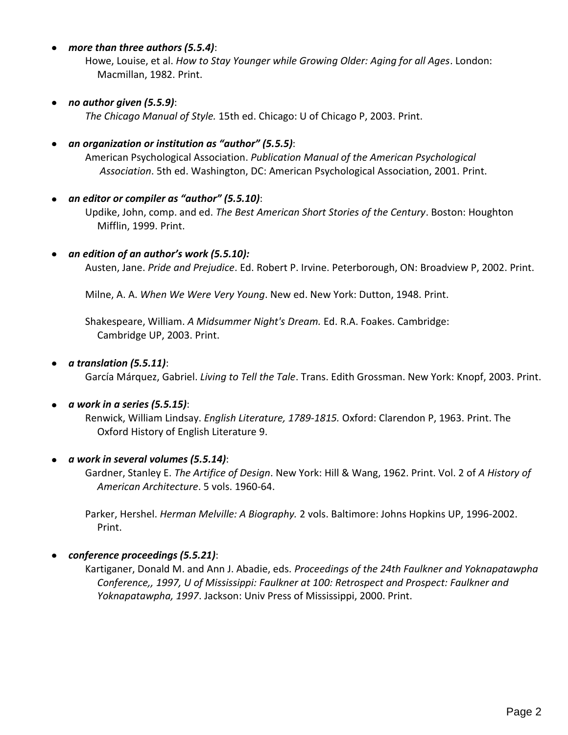- ***more than three authors (5.5.4)***:

  Howe, Louise, et al. *How to Stay Younger while Growing Older: Aging for all Ages*. London: Macmillan, 1982. Print.

- ***no author given (5.5.9)***:

  *The Chicago Manual of Style.* 15th ed. Chicago: U of Chicago P, 2003. Print.

- ***an organization or institution as "author" (5.5.5)***:

  American Psychological Association. *Publication Manual of the American Psychological Association*. 5th ed. Washington, DC: American Psychological Association, 2001. Print.

- ***an editor or compiler as "author" (5.5.10)***:

  Updike, John, comp. and ed. *The Best American Short Stories of the Century*. Boston: Houghton Mifflin, 1999. Print.

- ***an edition of an author's work (5.5.10):***

  Austen, Jane. *Pride and Prejudice*. Ed. Robert P. Irvine. Peterborough, ON: Broadview P, 2002. Print.

  Milne, A. A. *When We Were Very Young*. New ed. New York: Dutton, 1948. Print.

  Shakespeare, William. *A Midsummer Night's Dream.* Ed. R.A. Foakes. Cambridge: Cambridge UP, 2003. Print.

- ***a translation (5.5.11)***:

  García Márquez, Gabriel. *Living to Tell the Tale*. Trans. Edith Grossman. New York: Knopf, 2003. Print.

- ***a work in a series (5.5.15)***:

  Renwick, William Lindsay. *English Literature, 1789-1815.* Oxford: Clarendon P, 1963. Print. The Oxford History of English Literature 9.

- ***a work in several volumes (5.5.14)***:

  Gardner, Stanley E. *The Artifice of Design*. New York: Hill & Wang, 1962. Print. Vol. 2 of *A History of American Architecture*. 5 vols. 1960-64.

  Parker, Hershel. *Herman Melville: A Biography.* 2 vols. Baltimore: Johns Hopkins UP, 1996-2002. Print.

- ***conference proceedings (5.5.21)***:

  Kartiganer, Donald M. and Ann J. Abadie, eds. *Proceedings of the 24th Faulkner and Yoknapatawpha Conference,, 1997, U of Mississippi: Faulkner at 100: Retrospect and Prospect: Faulkner and Yoknapatawpha, 1997*. Jackson: Univ Press of Mississippi, 2000. Print.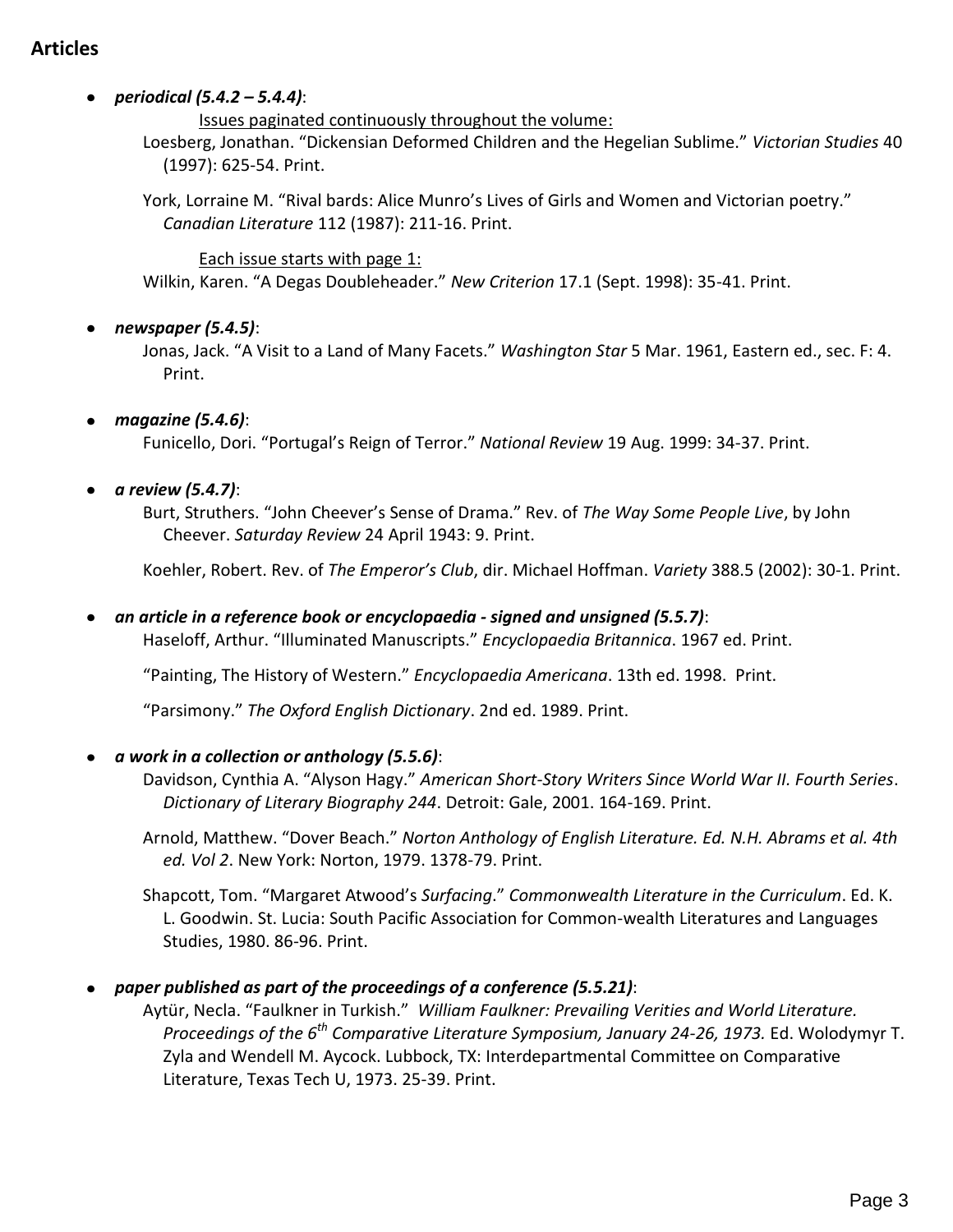## Articles

- ***periodical (5.4.2 – 5.4.4)***:

  Issues paginated continuously throughout the volume:

  Loesberg, Jonathan. “Dickensian Deformed Children and the Hegelian Sublime.” *Victorian Studies* 40 (1997): 625-54. Print.

  York, Lorraine M. “Rival bards: Alice Munro’s Lives of Girls and Women and Victorian poetry.” *Canadian Literature* 112 (1987): 211-16. Print.

  Each issue starts with page 1:

  Wilkin, Karen. “A Degas Doubleheader.” *New Criterion* 17.1 (Sept. 1998): 35-41. Print.

- ***newspaper (5.4.5)***:

  Jonas, Jack. “A Visit to a Land of Many Facets.” *Washington Star* 5 Mar. 1961, Eastern ed., sec. F: 4. Print.

- ***magazine (5.4.6)***:

  Funicello, Dori. “Portugal’s Reign of Terror.” *National Review* 19 Aug. 1999: 34-37. Print.

- ***a review (5.4.7)***:

  Burt, Struthers. “John Cheever’s Sense of Drama.” Rev. of *The Way Some People Live*, by John Cheever. *Saturday Review* 24 April 1943: 9. Print.

  Koehler, Robert. Rev. of *The Emperor’s Club*, dir. Michael Hoffman. *Variety* 388.5 (2002): 30-1. Print.

- ***an article in a reference book or encyclopaedia - signed and unsigned (5.5.7)***:

  Haseloff, Arthur. “Illuminated Manuscripts.” *Encyclopaedia Britannica*. 1967 ed. Print.

  “Painting, The History of Western.” *Encyclopaedia Americana*. 13th ed. 1998. Print.

  “Parsimony.” *The Oxford English Dictionary*. 2nd ed. 1989. Print.

- ***a work in a collection or anthology (5.5.6)***:

  Davidson, Cynthia A. “Alyson Hagy.” *American Short-Story Writers Since World War II. Fourth Series*. *Dictionary of Literary Biography 244*. Detroit: Gale, 2001. 164-169. Print.

  Arnold, Matthew. “Dover Beach.” *Norton Anthology of English Literature. Ed. N.H. Abrams et al. 4th ed. Vol 2*. New York: Norton, 1979. 1378-79. Print.

  Shapcott, Tom. “Margaret Atwood’s *Surfacing*.” *Commonwealth Literature in the Curriculum*. Ed. K. L. Goodwin. St. Lucia: South Pacific Association for Common-wealth Literatures and Languages Studies, 1980. 86-96. Print.

- ***paper published as part of the proceedings of a conference (5.5.21)***:

  Aytür, Necla. “Faulkner in Turkish.” *William Faulkner: Prevailing Verities and World Literature. Proceedings of the 6th Comparative Literature Symposium, January 24-26, 1973.* Ed. Wolodymyr T. Zyla and Wendell M. Aycock. Lubbock, TX: Interdepartmental Committee on Comparative Literature, Texas Tech U, 1973. 25-39. Print.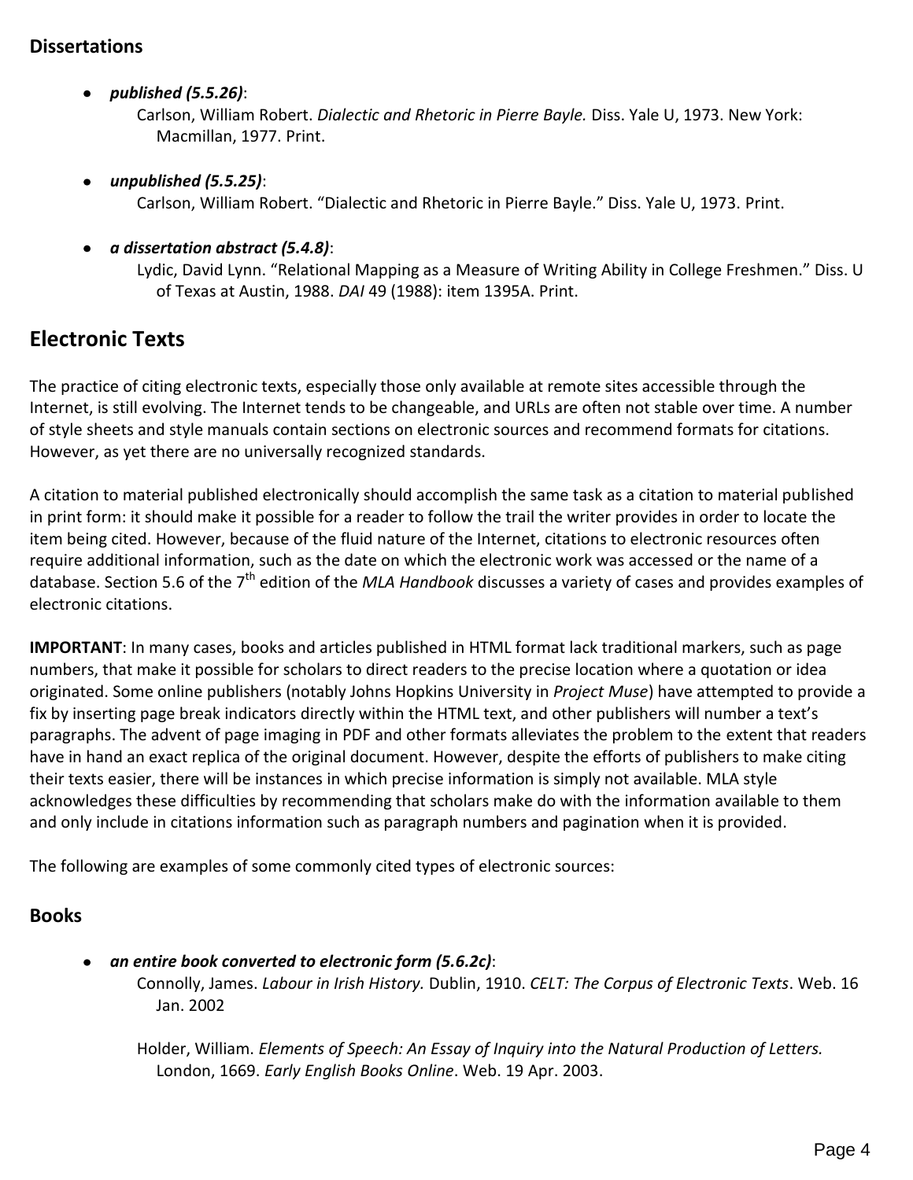### Dissertations

- ***published (5.5.26)***:

  Carlson, William Robert. *Dialectic and Rhetoric in Pierre Bayle.* Diss. Yale U, 1973. New York: Macmillan, 1977. Print.

- ***unpublished (5.5.25)***:

  Carlson, William Robert. "Dialectic and Rhetoric in Pierre Bayle." Diss. Yale U, 1973. Print.

- ***a dissertation abstract (5.4.8)***:

  Lydic, David Lynn. "Relational Mapping as a Measure of Writing Ability in College Freshmen." Diss. U of Texas at Austin, 1988. *DAI* 49 (1988): item 1395A. Print.

## Electronic Texts

The practice of citing electronic texts, especially those only available at remote sites accessible through the Internet, is still evolving. The Internet tends to be changeable, and URLs are often not stable over time. A number of style sheets and style manuals contain sections on electronic sources and recommend formats for citations. However, as yet there are no universally recognized standards.

A citation to material published electronically should accomplish the same task as a citation to material published in print form: it should make it possible for a reader to follow the trail the writer provides in order to locate the item being cited. However, because of the fluid nature of the Internet, citations to electronic resources often require additional information, such as the date on which the electronic work was accessed or the name of a database. Section 5.6 of the 7th edition of the *MLA Handbook* discusses a variety of cases and provides examples of electronic citations.

**IMPORTANT**: In many cases, books and articles published in HTML format lack traditional markers, such as page numbers, that make it possible for scholars to direct readers to the precise location where a quotation or idea originated. Some online publishers (notably Johns Hopkins University in *Project Muse*) have attempted to provide a fix by inserting page break indicators directly within the HTML text, and other publishers will number a text's paragraphs. The advent of page imaging in PDF and other formats alleviates the problem to the extent that readers have in hand an exact replica of the original document. However, despite the efforts of publishers to make citing their texts easier, there will be instances in which precise information is simply not available. MLA style acknowledges these difficulties by recommending that scholars make do with the information available to them and only include in citations information such as paragraph numbers and pagination when it is provided.

The following are examples of some commonly cited types of electronic sources:

### Books

- ***an entire book converted to electronic form (5.6.2c)***:

  Connolly, James. *Labour in Irish History.* Dublin, 1910. *CELT: The Corpus of Electronic Texts*. Web. 16 Jan. 2002

  Holder, William. *Elements of Speech: An Essay of Inquiry into the Natural Production of Letters.* London, 1669. *Early English Books Online*. Web. 19 Apr. 2003.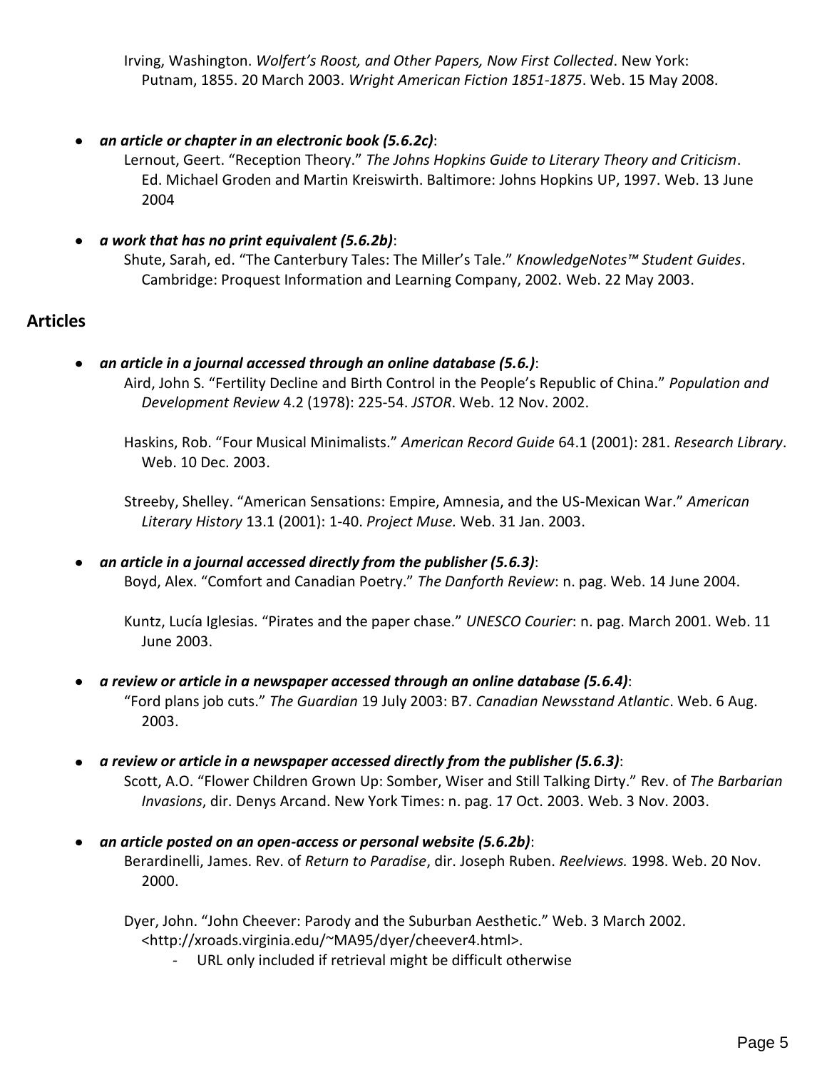Irving, Washington. *Wolfert's Roost, and Other Papers, Now First Collected*. New York: Putnam, 1855. 20 March 2003. *Wright American Fiction 1851-1875*. Web. 15 May 2008.

- ***an article or chapter in an electronic book (5.6.2c)***:

  Lernout, Geert. "Reception Theory." *The Johns Hopkins Guide to Literary Theory and Criticism*. Ed. Michael Groden and Martin Kreiswirth. Baltimore: Johns Hopkins UP, 1997. Web. 13 June 2004

- ***a work that has no print equivalent (5.6.2b)***:

  Shute, Sarah, ed. "The Canterbury Tales: The Miller's Tale." *KnowledgeNotes™ Student Guides*. Cambridge: Proquest Information and Learning Company, 2002. Web. 22 May 2003.

## Articles

- ***an article in a journal accessed through an online database (5.6.)***:

  Aird, John S. "Fertility Decline and Birth Control in the People's Republic of China." *Population and Development Review* 4.2 (1978): 225-54. *JSTOR*. Web. 12 Nov. 2002.

  Haskins, Rob. "Four Musical Minimalists." *American Record Guide* 64.1 (2001): 281. *Research Library*. Web. 10 Dec. 2003.

  Streeby, Shelley. "American Sensations: Empire, Amnesia, and the US-Mexican War." *American Literary History* 13.1 (2001): 1-40. *Project Muse.* Web. 31 Jan. 2003.

- ***an article in a journal accessed directly from the publisher (5.6.3)***:

  Boyd, Alex. "Comfort and Canadian Poetry." *The Danforth Review*: n. pag. Web. 14 June 2004.

  Kuntz, Lucía Iglesias. "Pirates and the paper chase." *UNESCO Courier*: n. pag. March 2001. Web. 11 June 2003.

- ***a review or article in a newspaper accessed through an online database (5.6.4)***:

  "Ford plans job cuts." *The Guardian* 19 July 2003: B7. *Canadian Newsstand Atlantic*. Web. 6 Aug. 2003.

- ***a review or article in a newspaper accessed directly from the publisher (5.6.3)***:

  Scott, A.O. "Flower Children Grown Up: Somber, Wiser and Still Talking Dirty." Rev. of *The Barbarian Invasions*, dir. Denys Arcand. New York Times: n. pag. 17 Oct. 2003. Web. 3 Nov. 2003.

- ***an article posted on an open-access or personal website (5.6.2b)***:

  Berardinelli, James. Rev. of *Return to Paradise*, dir. Joseph Ruben. *Reelviews.* 1998. Web. 20 Nov. 2000.

  Dyer, John. "John Cheever: Parody and the Suburban Aesthetic." Web. 3 March 2002. <http://xroads.virginia.edu/~MA95/dyer/cheever4.html>.

  - URL only included if retrieval might be difficult otherwise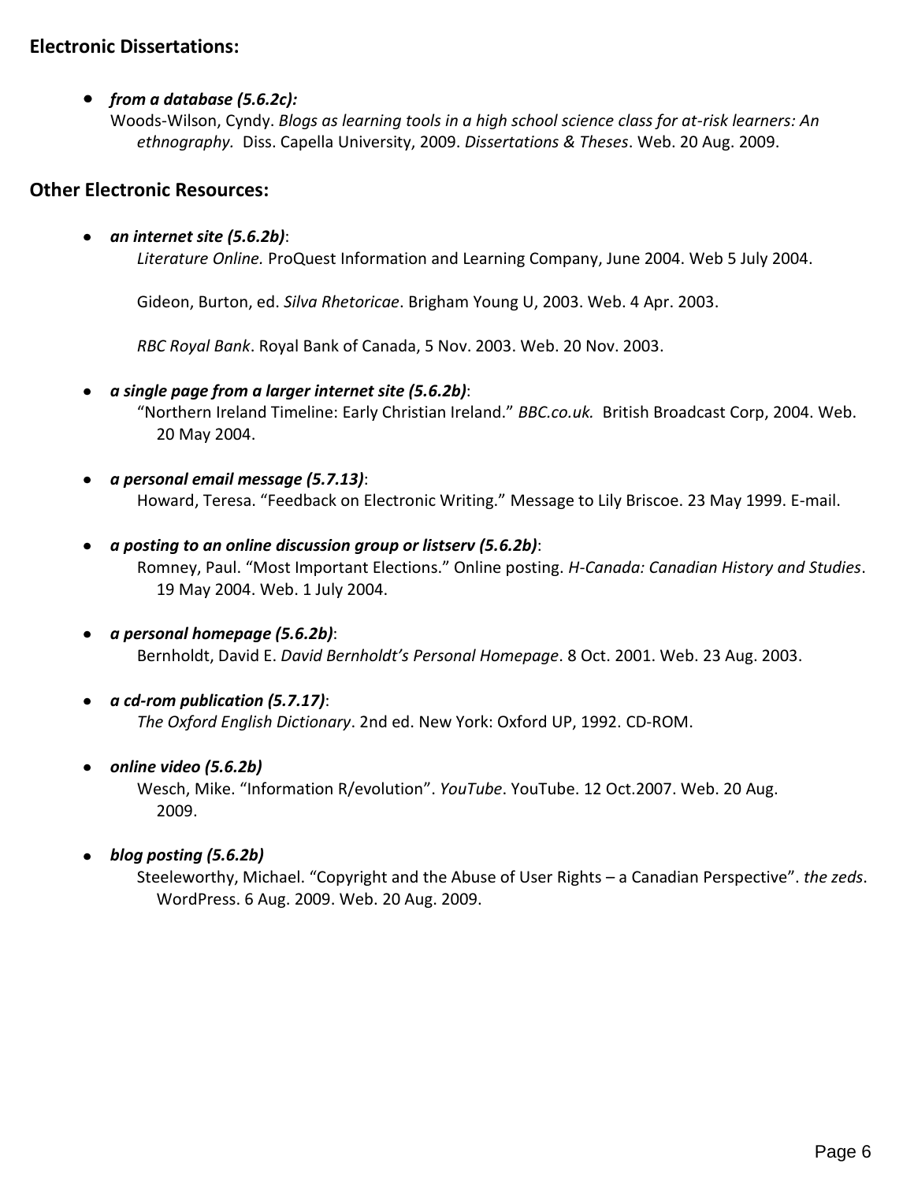**Electronic Dissertations:**

- ***from a database (5.6.2c):***
  Woods-Wilson, Cyndy. *Blogs as learning tools in a high school science class for at-risk learners: An ethnography.* Diss. Capella University, 2009. *Dissertations & Theses*. Web. 20 Aug. 2009.

**Other Electronic Resources:**

- ***an internet site (5.6.2b)***:
  *Literature Online.* ProQuest Information and Learning Company, June 2004. Web 5 July 2004.

  Gideon, Burton, ed. *Silva Rhetoricae*. Brigham Young U, 2003. Web. 4 Apr. 2003.

  *RBC Royal Bank*. Royal Bank of Canada, 5 Nov. 2003. Web. 20 Nov. 2003.

- ***a single page from a larger internet site (5.6.2b)***:
  "Northern Ireland Timeline: Early Christian Ireland." *BBC.co.uk.* British Broadcast Corp, 2004. Web. 20 May 2004.

- ***a personal email message (5.7.13)***:
  Howard, Teresa. "Feedback on Electronic Writing." Message to Lily Briscoe. 23 May 1999. E-mail.

- ***a posting to an online discussion group or listserv (5.6.2b)***:
  Romney, Paul. "Most Important Elections." Online posting. *H-Canada: Canadian History and Studies*. 19 May 2004. Web. 1 July 2004.

- ***a personal homepage (5.6.2b)***:
  Bernholdt, David E. *David Bernholdt's Personal Homepage*. 8 Oct. 2001. Web. 23 Aug. 2003.

- ***a cd-rom publication (5.7.17)***:
  *The Oxford English Dictionary*. 2nd ed. New York: Oxford UP, 1992. CD-ROM.

- ***online video (5.6.2b)***
  Wesch, Mike. "Information R/evolution". *YouTube*. YouTube. 12 Oct.2007. Web. 20 Aug. 2009.

- ***blog posting (5.6.2b)***
  Steeleworthy, Michael. "Copyright and the Abuse of User Rights – a Canadian Perspective". *the zeds*. WordPress. 6 Aug. 2009. Web. 20 Aug. 2009.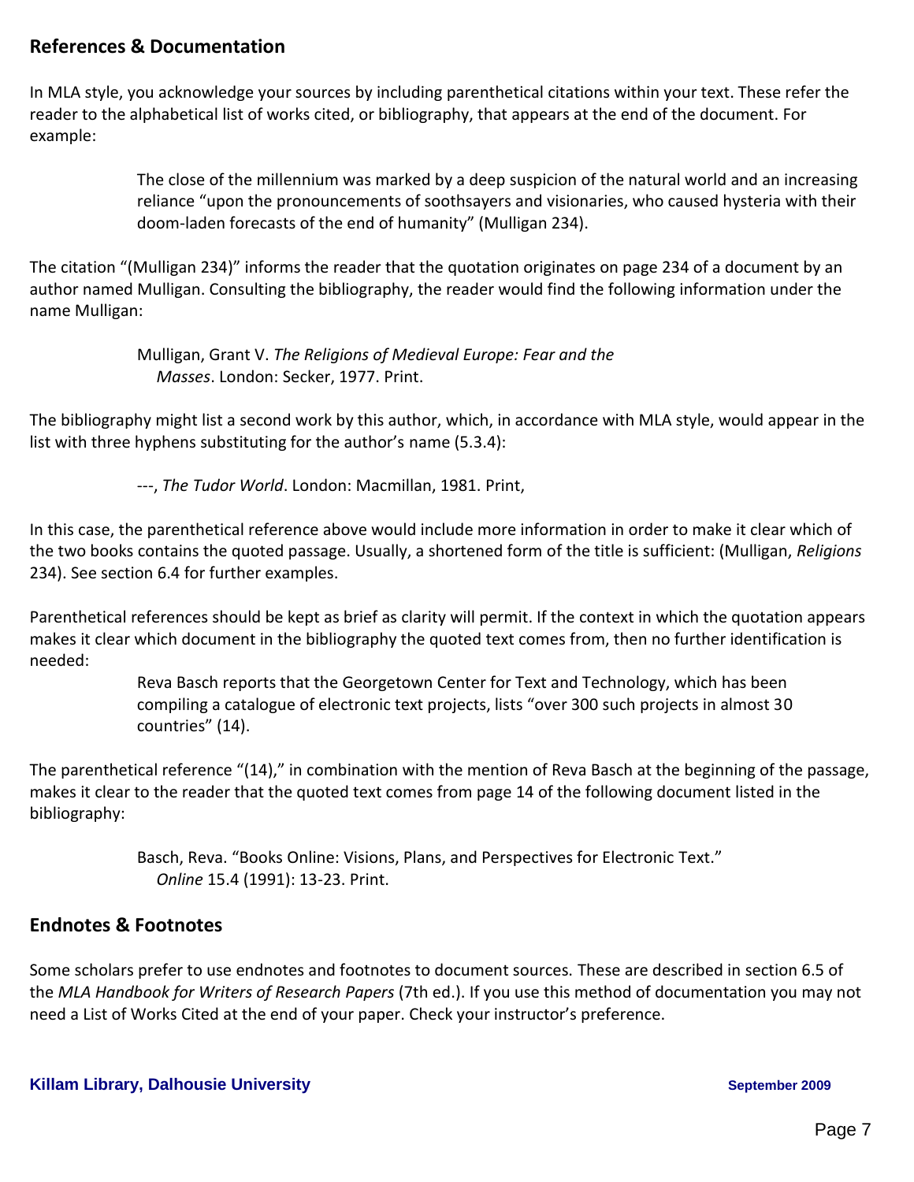## References & Documentation

In MLA style, you acknowledge your sources by including parenthetical citations within your text. These refer the reader to the alphabetical list of works cited, or bibliography, that appears at the end of the document. For example:

> The close of the millennium was marked by a deep suspicion of the natural world and an increasing reliance "upon the pronouncements of soothsayers and visionaries, who caused hysteria with their doom-laden forecasts of the end of humanity" (Mulligan 234).

The citation "(Mulligan 234)" informs the reader that the quotation originates on page 234 of a document by an author named Mulligan. Consulting the bibliography, the reader would find the following information under the name Mulligan:

> Mulligan, Grant V. *The Religions of Medieval Europe: Fear and the Masses*. London: Secker, 1977. Print.

The bibliography might list a second work by this author, which, in accordance with MLA style, would appear in the list with three hyphens substituting for the author's name (5.3.4):

> ---, *The Tudor World*. London: Macmillan, 1981. Print,

In this case, the parenthetical reference above would include more information in order to make it clear which of the two books contains the quoted passage. Usually, a shortened form of the title is sufficient: (Mulligan, *Religions* 234). See section 6.4 for further examples.

Parenthetical references should be kept as brief as clarity will permit. If the context in which the quotation appears makes it clear which document in the bibliography the quoted text comes from, then no further identification is needed:

> Reva Basch reports that the Georgetown Center for Text and Technology, which has been compiling a catalogue of electronic text projects, lists "over 300 such projects in almost 30 countries" (14).

The parenthetical reference "(14)," in combination with the mention of Reva Basch at the beginning of the passage, makes it clear to the reader that the quoted text comes from page 14 of the following document listed in the bibliography:

> Basch, Reva. "Books Online: Visions, Plans, and Perspectives for Electronic Text." *Online* 15.4 (1991): 13-23. Print.

## Endnotes & Footnotes

Some scholars prefer to use endnotes and footnotes to document sources. These are described in section 6.5 of the *MLA Handbook for Writers of Research Papers* (7th ed.). If you use this method of documentation you may not need a List of Works Cited at the end of your paper. Check your instructor's preference.